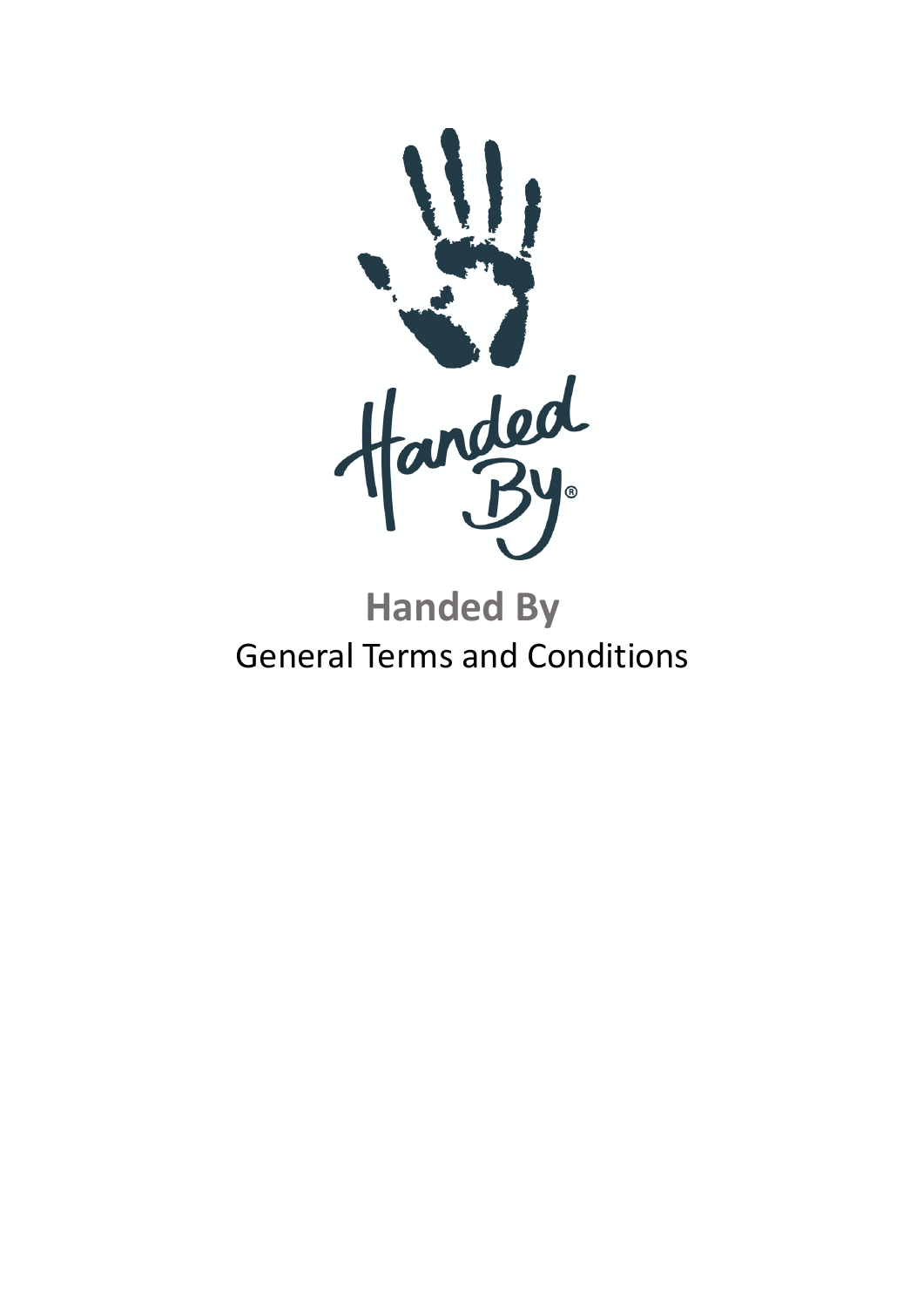# Handed By

General Terms and Conditions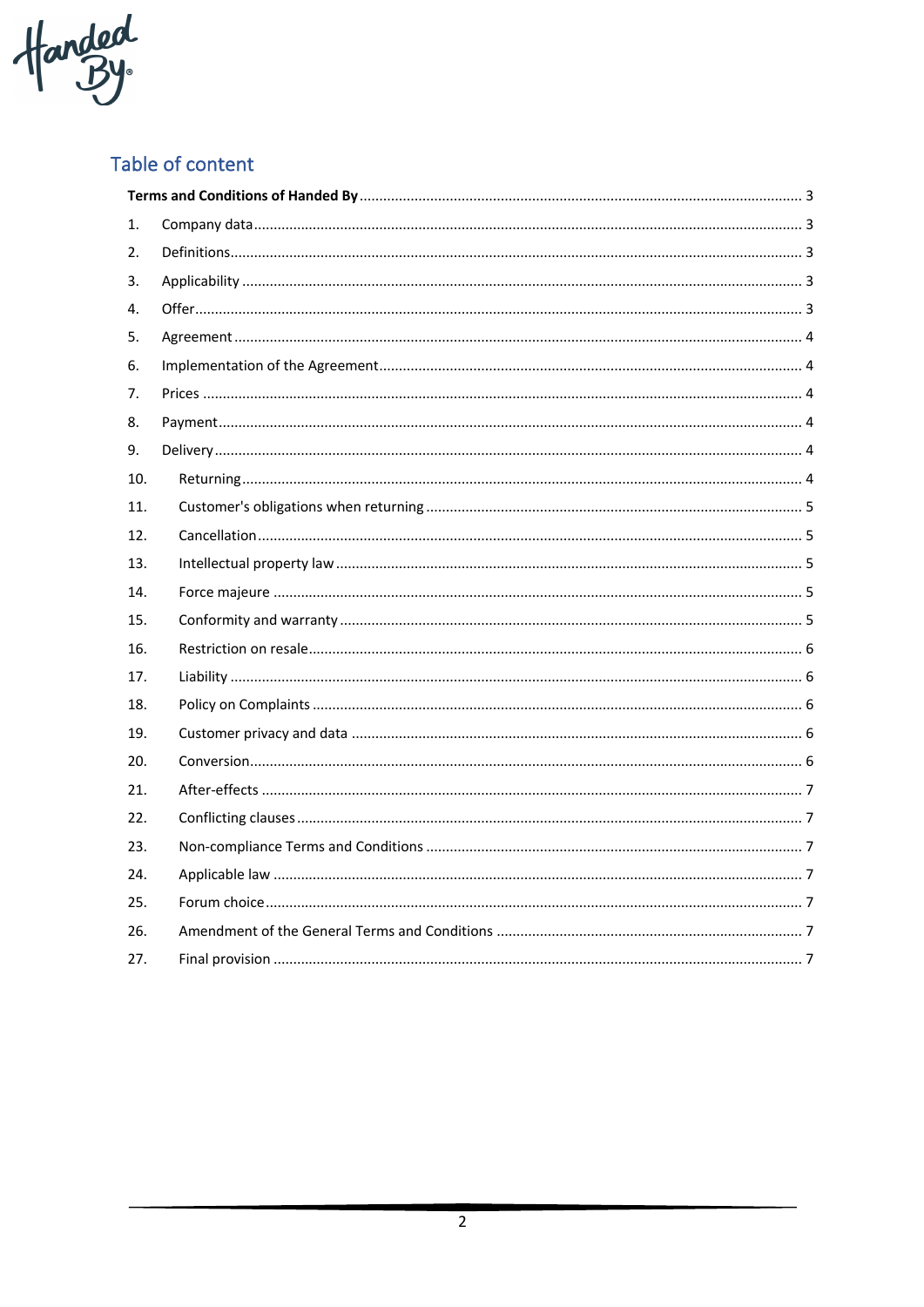## Table of content

| | | |
|---|---|---|
| **Terms and Conditions of Handed By** | | 3 |
| 1. | Company data | 3 |
| 2. | Definitions | 3 |
| 3. | Applicability | 3 |
| 4. | Offer | 3 |
| 5. | Agreement | 4 |
| 6. | Implementation of the Agreement | 4 |
| 7. | Prices | 4 |
| 8. | Payment | 4 |
| 9. | Delivery | 4 |
| 10. | Returning | 4 |
| 11. | Customer's obligations when returning | 5 |
| 12. | Cancellation | 5 |
| 13. | Intellectual property law | 5 |
| 14. | Force majeure | 5 |
| 15. | Conformity and warranty | 5 |
| 16. | Restriction on resale | 6 |
| 17. | Liability | 6 |
| 18. | Policy on Complaints | 6 |
| 19. | Customer privacy and data | 6 |
| 20. | Conversion | 6 |
| 21. | After-effects | 7 |
| 22. | Conflicting clauses | 7 |
| 23. | Non-compliance Terms and Conditions | 7 |
| 24. | Applicable law | 7 |
| 25. | Forum choice | 7 |
| 26. | Amendment of the General Terms and Conditions | 7 |
| 27. | Final provision | 7 |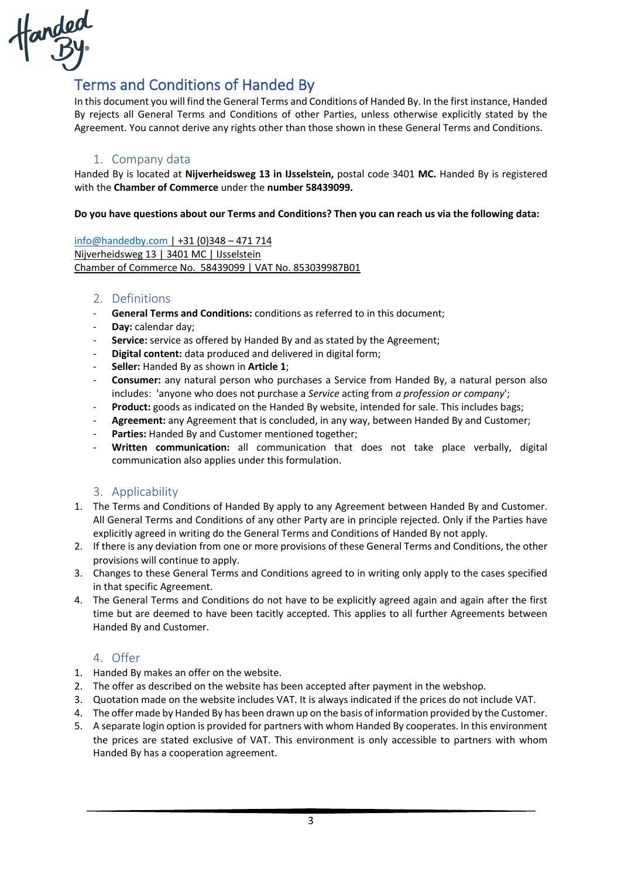# Terms and Conditions of Handed By

In this document you will find the General Terms and Conditions of Handed By. In the first instance, Handed By rejects all General Terms and Conditions of other Parties, unless otherwise explicitly stated by the Agreement. You cannot derive any rights other than those shown in these General Terms and Conditions.

## 1. Company data

Handed By is located at **Nijverheidsweg 13 in IJsselstein,** postal code 3401 **MC.** Handed By is registered with the **Chamber of Commerce** under the **number 58439099.**

**Do you have questions about our Terms and Conditions? Then you can reach us via the following data:**

info@handedby.com | +31 (0)348 – 471 714
Nijverheidsweg 13 | 3401 MC | IJsselstein
Chamber of Commerce No. 58439099 | VAT No. 853039987B01

## 2. Definitions

- **General Terms and Conditions:** conditions as referred to in this document;
- **Day:** calendar day;
- **Service:** service as offered by Handed By and as stated by the Agreement;
- **Digital content:** data produced and delivered in digital form;
- **Seller:** Handed By as shown in **Article 1**;
- **Consumer:** any natural person who purchases a Service from Handed By, a natural person also includes: 'anyone who does not purchase a *Service* acting from *a profession or company*';
- **Product:** goods as indicated on the Handed By website, intended for sale. This includes bags;
- **Agreement:** any Agreement that is concluded, in any way, between Handed By and Customer;
- **Parties:** Handed By and Customer mentioned together;
- **Written communication:** all communication that does not take place verbally, digital communication also applies under this formulation.

## 3. Applicability

1. The Terms and Conditions of Handed By apply to any Agreement between Handed By and Customer. All General Terms and Conditions of any other Party are in principle rejected. Only if the Parties have explicitly agreed in writing do the General Terms and Conditions of Handed By not apply.
2. If there is any deviation from one or more provisions of these General Terms and Conditions, the other provisions will continue to apply.
3. Changes to these General Terms and Conditions agreed to in writing only apply to the cases specified in that specific Agreement.
4. The General Terms and Conditions do not have to be explicitly agreed again and again after the first time but are deemed to have been tacitly accepted. This applies to all further Agreements between Handed By and Customer.

## 4. Offer

1. Handed By makes an offer on the website.
2. The offer as described on the website has been accepted after payment in the webshop.
3. Quotation made on the website includes VAT. It is always indicated if the prices do not include VAT.
4. The offer made by Handed By has been drawn up on the basis of information provided by the Customer.
5. A separate login option is provided for partners with whom Handed By cooperates. In this environment the prices are stated exclusive of VAT. This environment is only accessible to partners with whom Handed By has a cooperation agreement.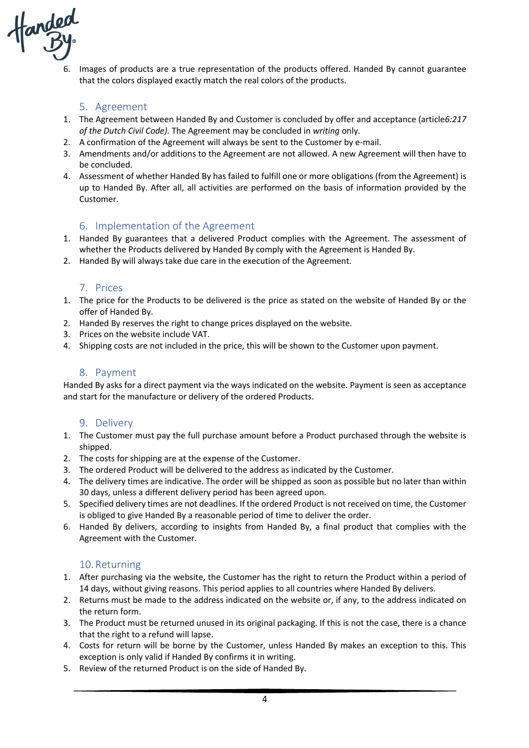6. Images of products are a true representation of the products offered. Handed By cannot guarantee that the colors displayed exactly match the real colors of the products.

## 5. Agreement

1. The Agreement between Handed By and Customer is concluded by offer and acceptance (article*6:217 of the Dutch Civil Code).* The Agreement may be concluded in *writing* only.
2. A confirmation of the Agreement will always be sent to the Customer by e-mail.
3. Amendments and/or additions to the Agreement are not allowed. A new Agreement will then have to be concluded.
4. Assessment of whether Handed By has failed to fulfill one or more obligations (from the Agreement) is up to Handed By. After all, all activities are performed on the basis of information provided by the Customer.

## 6. Implementation of the Agreement

1. Handed By guarantees that a delivered Product complies with the Agreement. The assessment of whether the Products delivered by Handed By comply with the Agreement is Handed By.
2. Handed By will always take due care in the execution of the Agreement.

## 7. Prices

1. The price for the Products to be delivered is the price as stated on the website of Handed By or the offer of Handed By.
2. Handed By reserves the right to change prices displayed on the website.
3. Prices on the website include VAT.
4. Shipping costs are not included in the price, this will be shown to the Customer upon payment.

## 8. Payment

Handed By asks for a direct payment via the ways indicated on the website. Payment is seen as acceptance and start for the manufacture or delivery of the ordered Products.

## 9. Delivery

1. The Customer must pay the full purchase amount before a Product purchased through the website is shipped.
2. The costs for shipping are at the expense of the Customer.
3. The ordered Product will be delivered to the address as indicated by the Customer.
4. The delivery times are indicative. The order will be shipped as soon as possible but no later than within 30 days, unless a different delivery period has been agreed upon.
5. Specified delivery times are not deadlines. If the ordered Product is not received on time, the Customer is obliged to give Handed By a reasonable period of time to deliver the order.
6. Handed By delivers, according to insights from Handed By, a final product that complies with the Agreement with the Customer.

## 10. Returning

1. After purchasing via the website, the Customer has the right to return the Product within a period of 14 days, without giving reasons. This period applies to all countries where Handed By delivers.
2. Returns must be made to the address indicated on the website or, if any, to the address indicated on the return form.
3. The Product must be returned unused in its original packaging. If this is not the case, there is a chance that the right to a refund will lapse.
4. Costs for return will be borne by the Customer, unless Handed By makes an exception to this. This exception is only valid if Handed By confirms it in writing.
5. Review of the returned Product is on the side of Handed By.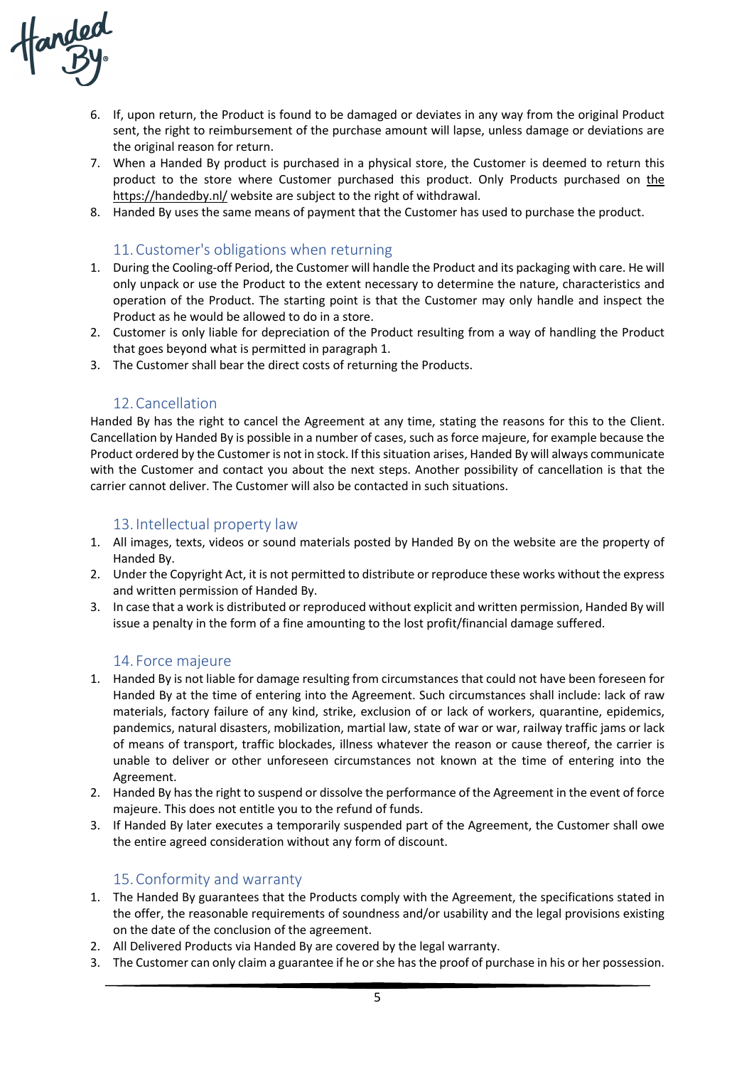6. If, upon return, the Product is found to be damaged or deviates in any way from the original Product sent, the right to reimbursement of the purchase amount will lapse, unless damage or deviations are the original reason for return.
7. When a Handed By product is purchased in a physical store, the Customer is deemed to return this product to the store where Customer purchased this product. Only Products purchased on the https://handedby.nl/ website are subject to the right of withdrawal.
8. Handed By uses the same means of payment that the Customer has used to purchase the product.

## 11. Customer's obligations when returning

1. During the Cooling-off Period, the Customer will handle the Product and its packaging with care. He will only unpack or use the Product to the extent necessary to determine the nature, characteristics and operation of the Product. The starting point is that the Customer may only handle and inspect the Product as he would be allowed to do in a store.
2. Customer is only liable for depreciation of the Product resulting from a way of handling the Product that goes beyond what is permitted in paragraph 1.
3. The Customer shall bear the direct costs of returning the Products.

## 12. Cancellation

Handed By has the right to cancel the Agreement at any time, stating the reasons for this to the Client. Cancellation by Handed By is possible in a number of cases, such as force majeure, for example because the Product ordered by the Customer is not in stock. If this situation arises, Handed By will always communicate with the Customer and contact you about the next steps. Another possibility of cancellation is that the carrier cannot deliver. The Customer will also be contacted in such situations.

## 13. Intellectual property law

1. All images, texts, videos or sound materials posted by Handed By on the website are the property of Handed By.
2. Under the Copyright Act, it is not permitted to distribute or reproduce these works without the express and written permission of Handed By.
3. In case that a work is distributed or reproduced without explicit and written permission, Handed By will issue a penalty in the form of a fine amounting to the lost profit/financial damage suffered.

## 14. Force majeure

1. Handed By is not liable for damage resulting from circumstances that could not have been foreseen for Handed By at the time of entering into the Agreement. Such circumstances shall include: lack of raw materials, factory failure of any kind, strike, exclusion of or lack of workers, quarantine, epidemics, pandemics, natural disasters, mobilization, martial law, state of war or war, railway traffic jams or lack of means of transport, traffic blockades, illness whatever the reason or cause thereof, the carrier is unable to deliver or other unforeseen circumstances not known at the time of entering into the Agreement.
2. Handed By has the right to suspend or dissolve the performance of the Agreement in the event of force majeure. This does not entitle you to the refund of funds.
3. If Handed By later executes a temporarily suspended part of the Agreement, the Customer shall owe the entire agreed consideration without any form of discount.

## 15. Conformity and warranty

1. The Handed By guarantees that the Products comply with the Agreement, the specifications stated in the offer, the reasonable requirements of soundness and/or usability and the legal provisions existing on the date of the conclusion of the agreement.
2. All Delivered Products via Handed By are covered by the legal warranty.
3. The Customer can only claim a guarantee if he or she has the proof of purchase in his or her possession.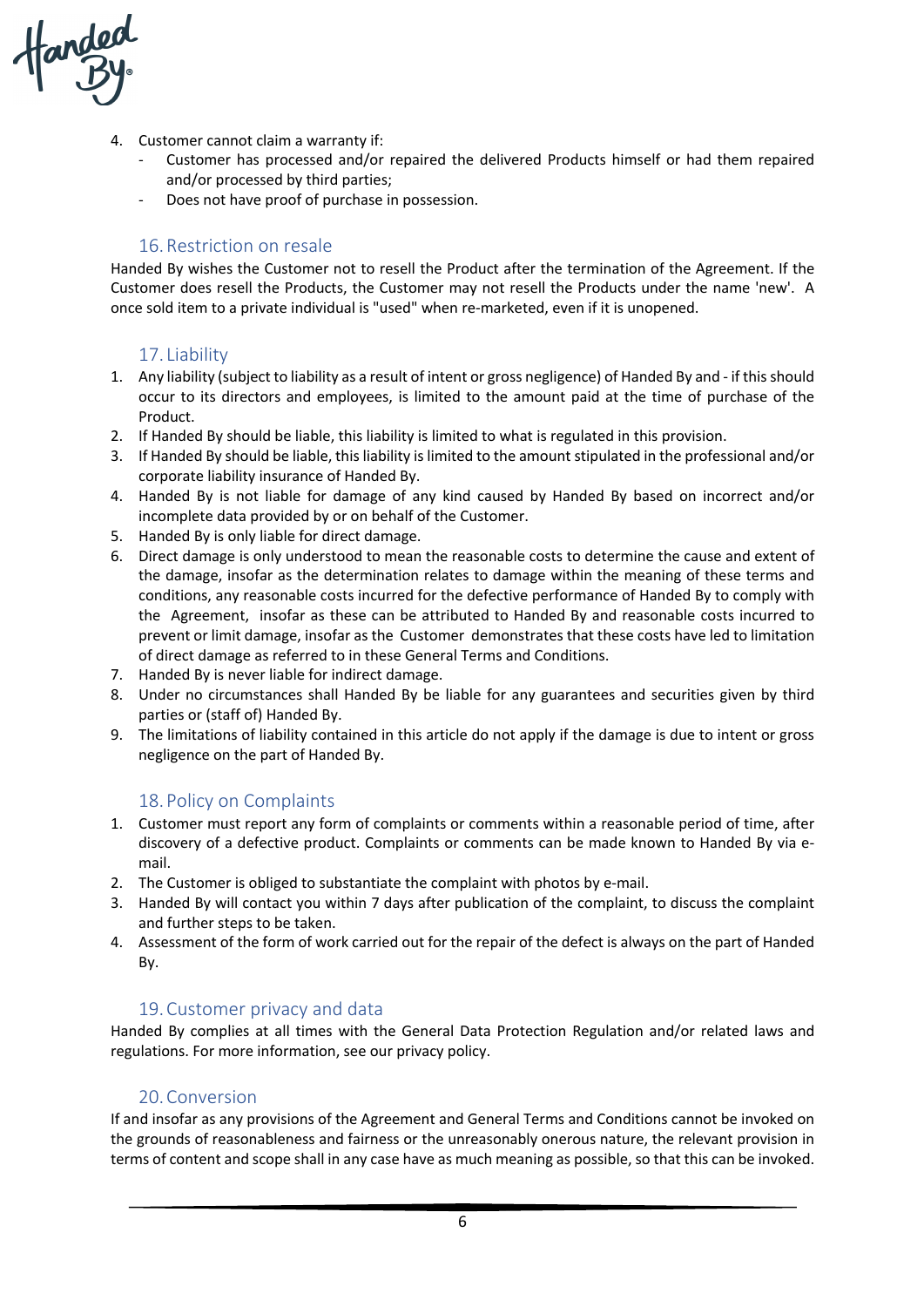4. Customer cannot claim a warranty if:
   - Customer has processed and/or repaired the delivered Products himself or had them repaired and/or processed by third parties;
   - Does not have proof of purchase in possession.

## 16. Restriction on resale

Handed By wishes the Customer not to resell the Product after the termination of the Agreement. If the Customer does resell the Products, the Customer may not resell the Products under the name 'new'. A once sold item to a private individual is "used" when re-marketed, even if it is unopened.

## 17. Liability

1. Any liability (subject to liability as a result of intent or gross negligence) of Handed By and - if this should occur to its directors and employees, is limited to the amount paid at the time of purchase of the Product.
2. If Handed By should be liable, this liability is limited to what is regulated in this provision.
3. If Handed By should be liable, this liability is limited to the amount stipulated in the professional and/or corporate liability insurance of Handed By.
4. Handed By is not liable for damage of any kind caused by Handed By based on incorrect and/or incomplete data provided by or on behalf of the Customer.
5. Handed By is only liable for direct damage.
6. Direct damage is only understood to mean the reasonable costs to determine the cause and extent of the damage, insofar as the determination relates to damage within the meaning of these terms and conditions, any reasonable costs incurred for the defective performance of Handed By to comply with the Agreement, insofar as these can be attributed to Handed By and reasonable costs incurred to prevent or limit damage, insofar as the Customer demonstrates that these costs have led to limitation of direct damage as referred to in these General Terms and Conditions.
7. Handed By is never liable for indirect damage.
8. Under no circumstances shall Handed By be liable for any guarantees and securities given by third parties or (staff of) Handed By.
9. The limitations of liability contained in this article do not apply if the damage is due to intent or gross negligence on the part of Handed By.

## 18. Policy on Complaints

1. Customer must report any form of complaints or comments within a reasonable period of time, after discovery of a defective product. Complaints or comments can be made known to Handed By via e-mail.
2. The Customer is obliged to substantiate the complaint with photos by e-mail.
3. Handed By will contact you within 7 days after publication of the complaint, to discuss the complaint and further steps to be taken.
4. Assessment of the form of work carried out for the repair of the defect is always on the part of Handed By.

## 19. Customer privacy and data

Handed By complies at all times with the General Data Protection Regulation and/or related laws and regulations. For more information, see our privacy policy.

## 20. Conversion

If and insofar as any provisions of the Agreement and General Terms and Conditions cannot be invoked on the grounds of reasonableness and fairness or the unreasonably onerous nature, the relevant provision in terms of content and scope shall in any case have as much meaning as possible, so that this can be invoked.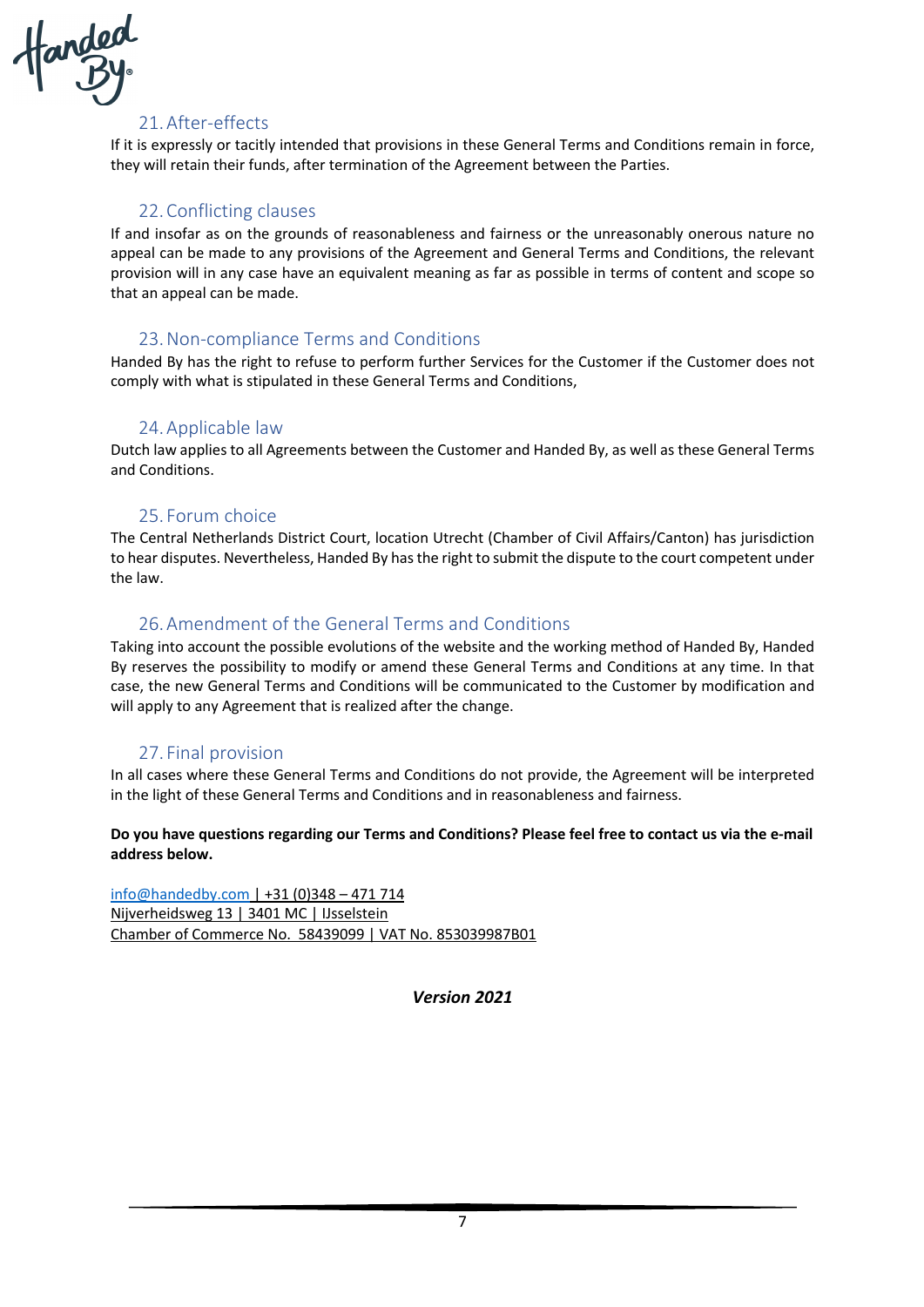## 21. After-effects

If it is expressly or tacitly intended that provisions in these General Terms and Conditions remain in force, they will retain their funds, after termination of the Agreement between the Parties.

## 22. Conflicting clauses

If and insofar as on the grounds of reasonableness and fairness or the unreasonably onerous nature no appeal can be made to any provisions of the Agreement and General Terms and Conditions, the relevant provision will in any case have an equivalent meaning as far as possible in terms of content and scope so that an appeal can be made.

## 23. Non-compliance Terms and Conditions

Handed By has the right to refuse to perform further Services for the Customer if the Customer does not comply with what is stipulated in these General Terms and Conditions,

## 24. Applicable law

Dutch law applies to all Agreements between the Customer and Handed By, as well as these General Terms and Conditions.

## 25. Forum choice

The Central Netherlands District Court, location Utrecht (Chamber of Civil Affairs/Canton) has jurisdiction to hear disputes. Nevertheless, Handed By has the right to submit the dispute to the court competent under the law.

## 26. Amendment of the General Terms and Conditions

Taking into account the possible evolutions of the website and the working method of Handed By, Handed By reserves the possibility to modify or amend these General Terms and Conditions at any time. In that case, the new General Terms and Conditions will be communicated to the Customer by modification and will apply to any Agreement that is realized after the change.

## 27. Final provision

In all cases where these General Terms and Conditions do not provide, the Agreement will be interpreted in the light of these General Terms and Conditions and in reasonableness and fairness.

**Do you have questions regarding our Terms and Conditions? Please feel free to contact us via the e-mail address below.**

info@handedby.com | +31 (0)348 – 471 714
Nijverheidsweg 13 | 3401 MC | IJsselstein
Chamber of Commerce No. 58439099 | VAT No. 853039987B01

***Version 2021***